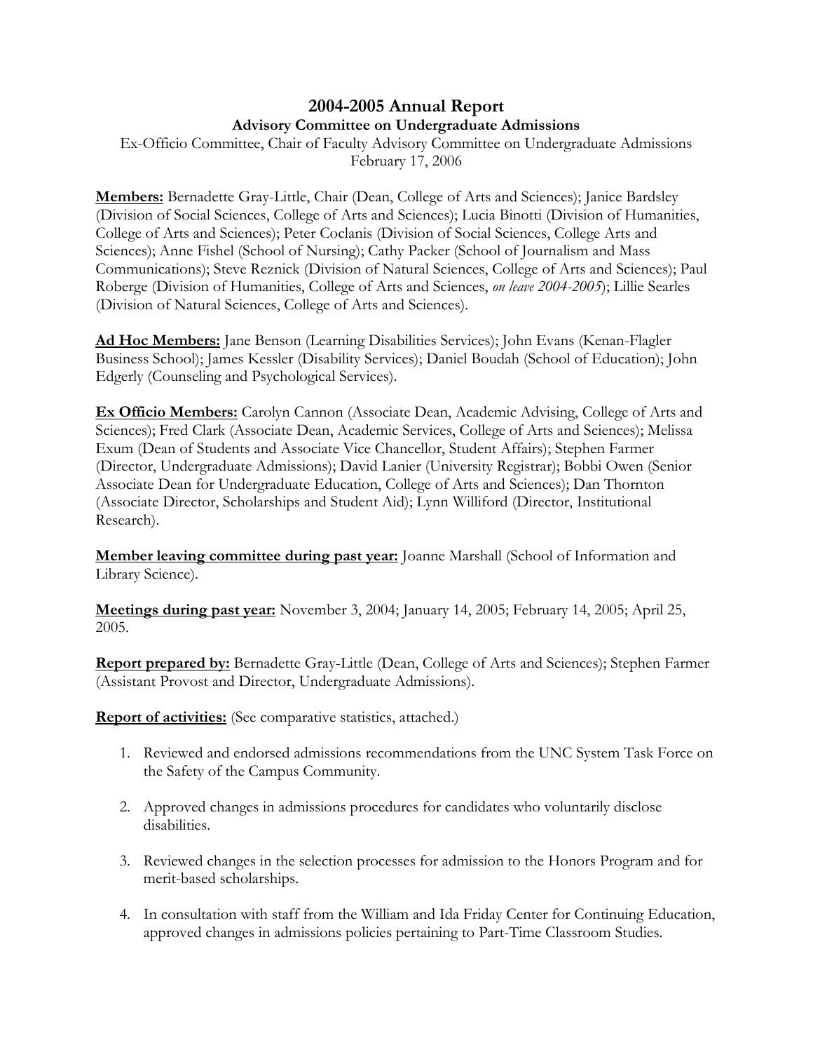# 2004-2005 Annual Report

## Advisory Committee on Undergraduate Admissions

Ex-Officio Committee, Chair of Faculty Advisory Committee on Undergraduate Admissions
February 17, 2006

**Members:** Bernadette Gray-Little, Chair (Dean, College of Arts and Sciences); Janice Bardsley (Division of Social Sciences, College of Arts and Sciences); Lucia Binotti (Division of Humanities, College of Arts and Sciences); Peter Coclanis (Division of Social Sciences, College Arts and Sciences); Anne Fishel (School of Nursing); Cathy Packer (School of Journalism and Mass Communications); Steve Reznick (Division of Natural Sciences, College of Arts and Sciences); Paul Roberge (Division of Humanities, College of Arts and Sciences, *on leave 2004-2005*); Lillie Searles (Division of Natural Sciences, College of Arts and Sciences).

**Ad Hoc Members:** Jane Benson (Learning Disabilities Services); John Evans (Kenan-Flagler Business School); James Kessler (Disability Services); Daniel Boudah (School of Education); John Edgerly (Counseling and Psychological Services).

**Ex Officio Members:** Carolyn Cannon (Associate Dean, Academic Advising, College of Arts and Sciences); Fred Clark (Associate Dean, Academic Services, College of Arts and Sciences); Melissa Exum (Dean of Students and Associate Vice Chancellor, Student Affairs); Stephen Farmer (Director, Undergraduate Admissions); David Lanier (University Registrar); Bobbi Owen (Senior Associate Dean for Undergraduate Education, College of Arts and Sciences); Dan Thornton (Associate Director, Scholarships and Student Aid); Lynn Williford (Director, Institutional Research).

**Member leaving committee during past year:** Joanne Marshall (School of Information and Library Science).

**Meetings during past year:** November 3, 2004; January 14, 2005; February 14, 2005; April 25, 2005.

**Report prepared by:** Bernadette Gray-Little (Dean, College of Arts and Sciences); Stephen Farmer (Assistant Provost and Director, Undergraduate Admissions).

**Report of activities:** (See comparative statistics, attached.)

1. Reviewed and endorsed admissions recommendations from the UNC System Task Force on the Safety of the Campus Community.
2. Approved changes in admissions procedures for candidates who voluntarily disclose disabilities.
3. Reviewed changes in the selection processes for admission to the Honors Program and for merit-based scholarships.
4. In consultation with staff from the William and Ida Friday Center for Continuing Education, approved changes in admissions policies pertaining to Part-Time Classroom Studies.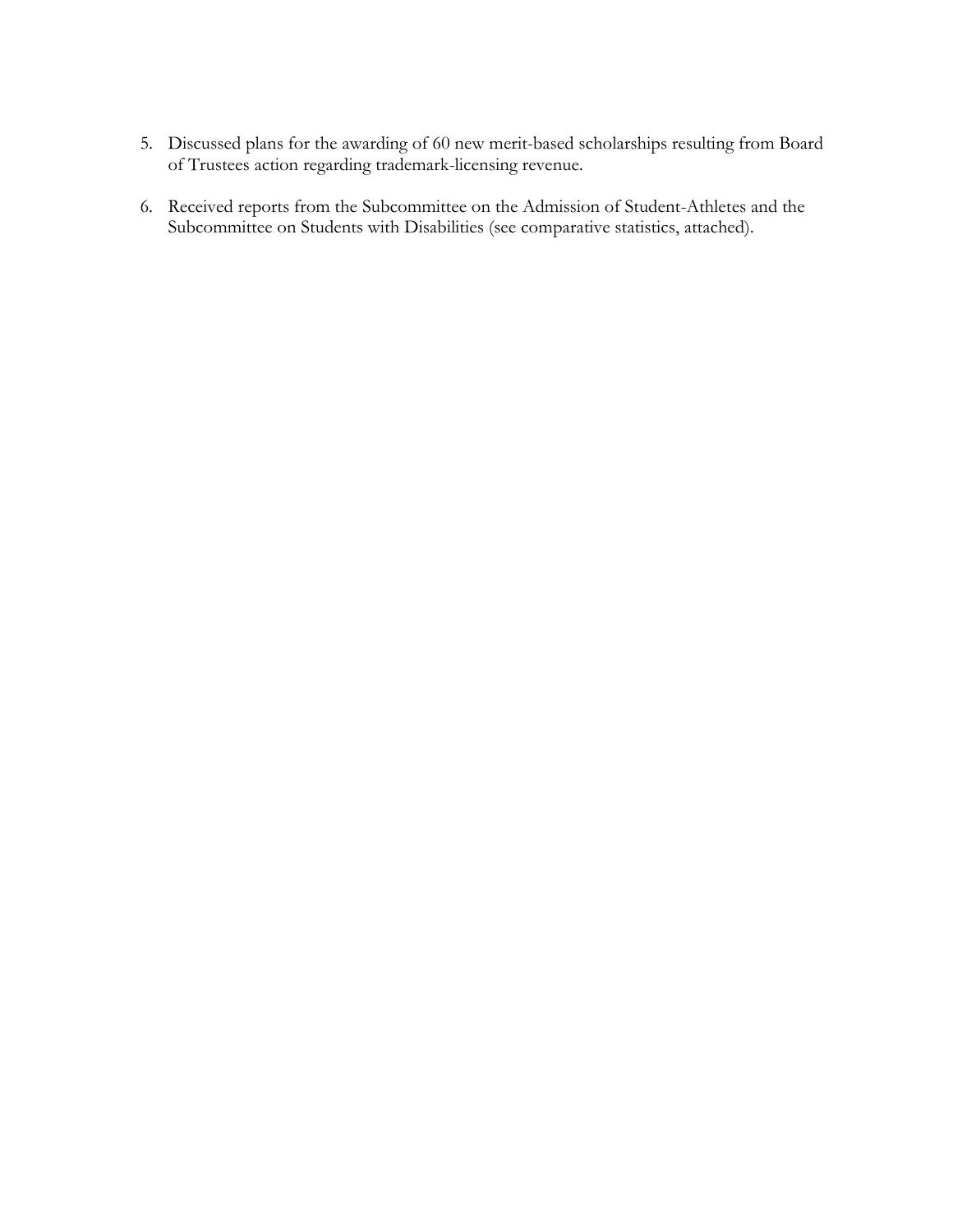5. Discussed plans for the awarding of 60 new merit-based scholarships resulting from Board of Trustees action regarding trademark-licensing revenue.

6. Received reports from the Subcommittee on the Admission of Student-Athletes and the Subcommittee on Students with Disabilities (see comparative statistics, attached).